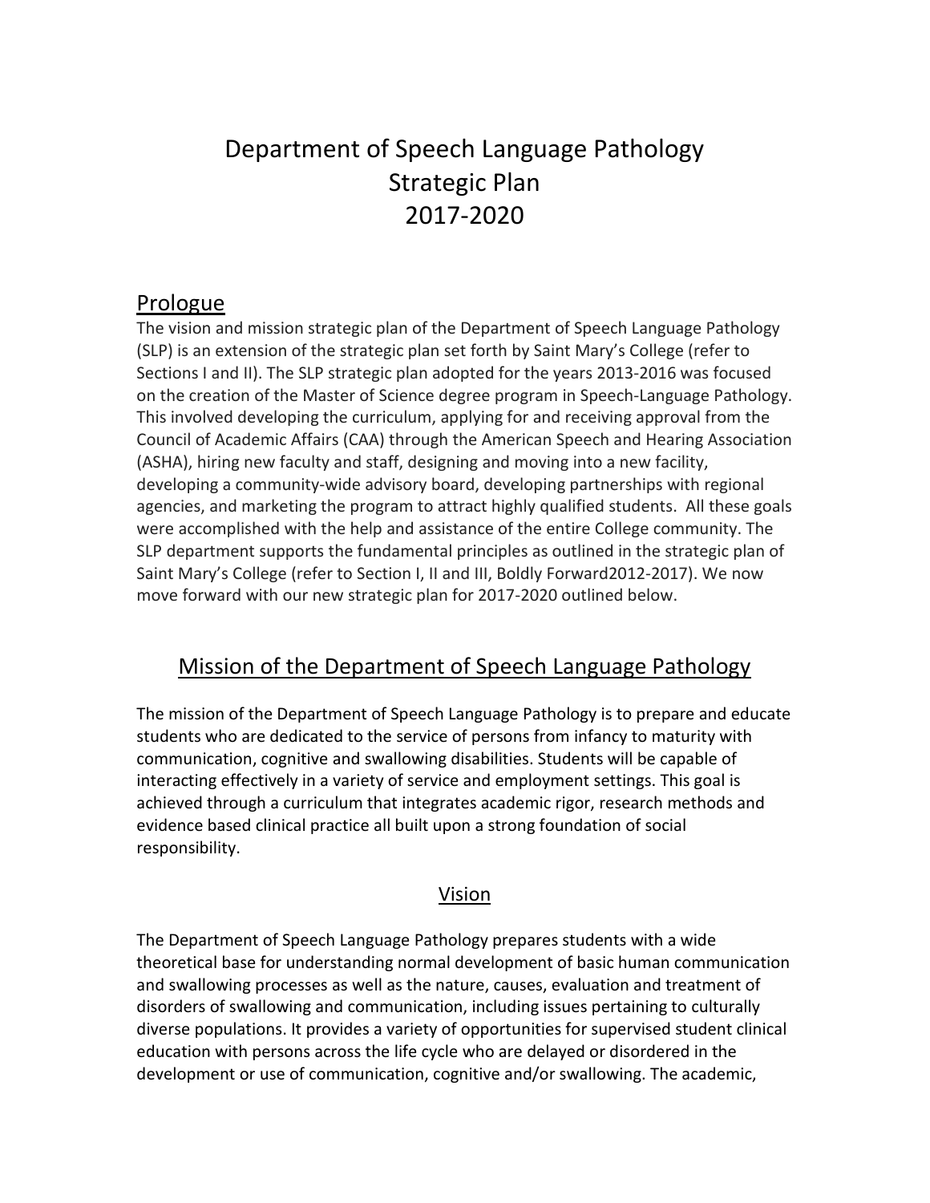# Department of Speech Language Pathology Strategic Plan 2017-2020

## Prologue

The vision and mission strategic plan of the Department of Speech Language Pathology (SLP) is an extension of the strategic plan set forth by Saint Mary's College (refer to Sections I and II). The SLP strategic plan adopted for the years 2013-2016 was focused on the creation of the Master of Science degree program in Speech-Language Pathology. This involved developing the curriculum, applying for and receiving approval from the Council of Academic Affairs (CAA) through the American Speech and Hearing Association (ASHA), hiring new faculty and staff, designing and moving into a new facility, developing a community-wide advisory board, developing partnerships with regional agencies, and marketing the program to attract highly qualified students. All these goals were accomplished with the help and assistance of the entire College community. The SLP department supports the fundamental principles as outlined in the strategic plan of Saint Mary's College (refer to Section I, II and III, Boldly Forward2012-2017). We now move forward with our new strategic plan for 2017-2020 outlined below.

## Mission of the Department of Speech Language Pathology

The mission of the Department of Speech Language Pathology is to prepare and educate students who are dedicated to the service of persons from infancy to maturity with communication, cognitive and swallowing disabilities. Students will be capable of interacting effectively in a variety of service and employment settings. This goal is achieved through a curriculum that integrates academic rigor, research methods and evidence based clinical practice all built upon a strong foundation of social responsibility.

### Vision

The Department of Speech Language Pathology prepares students with a wide theoretical base for understanding normal development of basic human communication and swallowing processes as well as the nature, causes, evaluation and treatment of disorders of swallowing and communication, including issues pertaining to culturally diverse populations. It provides a variety of opportunities for supervised student clinical education with persons across the life cycle who are delayed or disordered in the development or use of communication, cognitive and/or swallowing. The academic,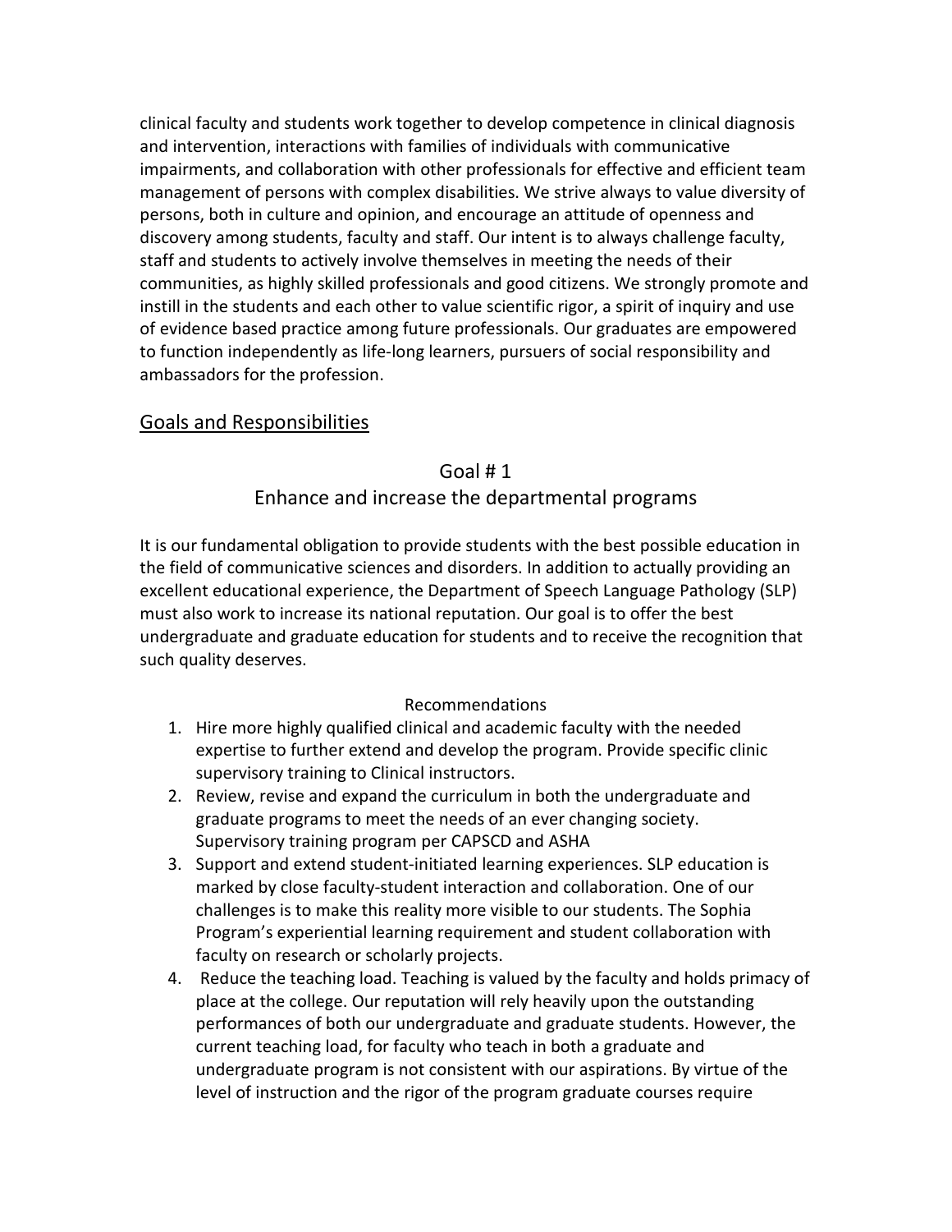clinical faculty and students work together to develop competence in clinical diagnosis and intervention, interactions with families of individuals with communicative impairments, and collaboration with other professionals for effective and efficient team management of persons with complex disabilities. We strive always to value diversity of persons, both in culture and opinion, and encourage an attitude of openness and discovery among students, faculty and staff. Our intent is to always challenge faculty, staff and students to actively involve themselves in meeting the needs of their communities, as highly skilled professionals and good citizens. We strongly promote and instill in the students and each other to value scientific rigor, a spirit of inquiry and use of evidence based practice among future professionals. Our graduates are empowered to function independently as life-long learners, pursuers of social responsibility and ambassadors for the profession.

## Goals and Responsibilities

### Goal # 1
### Enhance and increase the departmental programs

It is our fundamental obligation to provide students with the best possible education in the field of communicative sciences and disorders. In addition to actually providing an excellent educational experience, the Department of Speech Language Pathology (SLP) must also work to increase its national reputation. Our goal is to offer the best undergraduate and graduate education for students and to receive the recognition that such quality deserves.

Recommendations

1. Hire more highly qualified clinical and academic faculty with the needed expertise to further extend and develop the program. Provide specific clinic supervisory training to Clinical instructors.
2. Review, revise and expand the curriculum in both the undergraduate and graduate programs to meet the needs of an ever changing society. Supervisory training program per CAPSCD and ASHA
3. Support and extend student-initiated learning experiences. SLP education is marked by close faculty-student interaction and collaboration. One of our challenges is to make this reality more visible to our students. The Sophia Program's experiential learning requirement and student collaboration with faculty on research or scholarly projects.
4. Reduce the teaching load. Teaching is valued by the faculty and holds primacy of place at the college. Our reputation will rely heavily upon the outstanding performances of both our undergraduate and graduate students. However, the current teaching load, for faculty who teach in both a graduate and undergraduate program is not consistent with our aspirations. By virtue of the level of instruction and the rigor of the program graduate courses require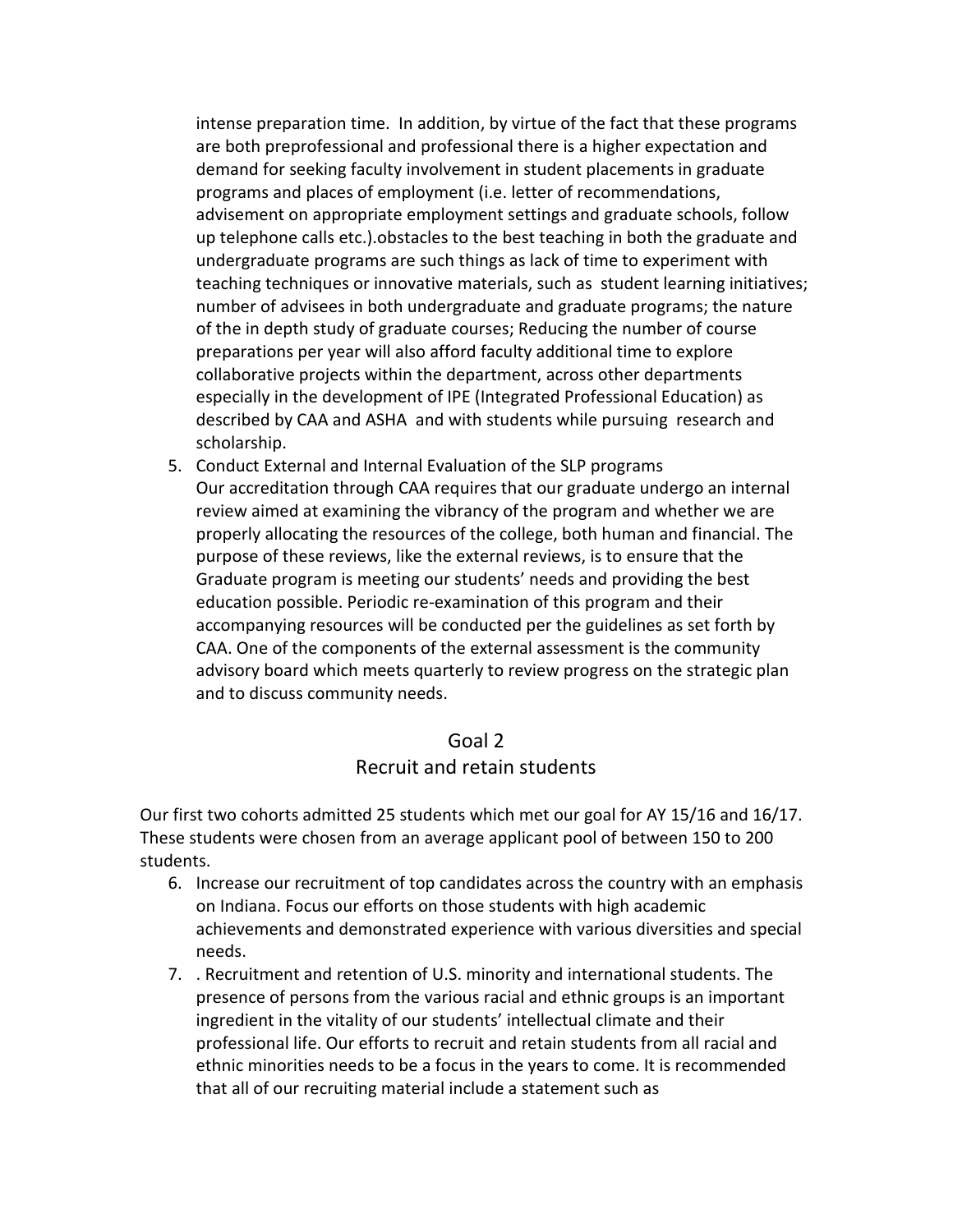intense preparation time. In addition, by virtue of the fact that these programs are both preprofessional and professional there is a higher expectation and demand for seeking faculty involvement in student placements in graduate programs and places of employment (i.e. letter of recommendations, advisement on appropriate employment settings and graduate schools, follow up telephone calls etc.).obstacles to the best teaching in both the graduate and undergraduate programs are such things as lack of time to experiment with teaching techniques or innovative materials, such as student learning initiatives; number of advisees in both undergraduate and graduate programs; the nature of the in depth study of graduate courses; Reducing the number of course preparations per year will also afford faculty additional time to explore collaborative projects within the department, across other departments especially in the development of IPE (Integrated Professional Education) as described by CAA and ASHA and with students while pursuing research and scholarship.

5. Conduct External and Internal Evaluation of the SLP programs
   Our accreditation through CAA requires that our graduate undergo an internal review aimed at examining the vibrancy of the program and whether we are properly allocating the resources of the college, both human and financial. The purpose of these reviews, like the external reviews, is to ensure that the Graduate program is meeting our students' needs and providing the best education possible. Periodic re-examination of this program and their accompanying resources will be conducted per the guidelines as set forth by CAA. One of the components of the external assessment is the community advisory board which meets quarterly to review progress on the strategic plan and to discuss community needs.

## Goal 2
## Recruit and retain students

Our first two cohorts admitted 25 students which met our goal for AY 15/16 and 16/17. These students were chosen from an average applicant pool of between 150 to 200 students.

6. Increase our recruitment of top candidates across the country with an emphasis on Indiana. Focus our efforts on those students with high academic achievements and demonstrated experience with various diversities and special needs.
7. . Recruitment and retention of U.S. minority and international students. The presence of persons from the various racial and ethnic groups is an important ingredient in the vitality of our students' intellectual climate and their professional life. Our efforts to recruit and retain students from all racial and ethnic minorities needs to be a focus in the years to come. It is recommended that all of our recruiting material include a statement such as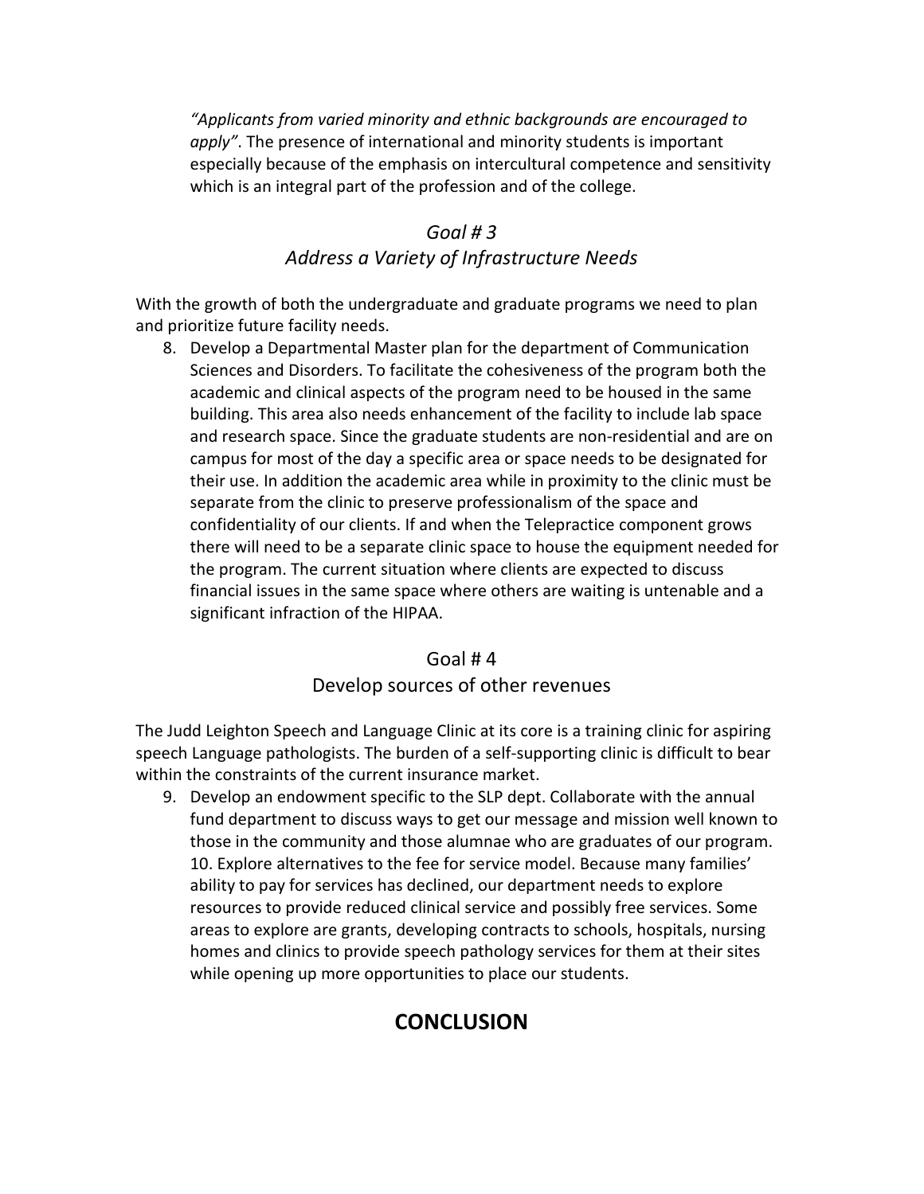*"Applicants from varied minority and ethnic backgrounds are encouraged to apply"*. The presence of international and minority students is important especially because of the emphasis on intercultural competence and sensitivity which is an integral part of the profession and of the college.

### *Goal # 3*
### *Address a Variety of Infrastructure Needs*

With the growth of both the undergraduate and graduate programs we need to plan and prioritize future facility needs.

8. Develop a Departmental Master plan for the department of Communication Sciences and Disorders. To facilitate the cohesiveness of the program both the academic and clinical aspects of the program need to be housed in the same building. This area also needs enhancement of the facility to include lab space and research space. Since the graduate students are non-residential and are on campus for most of the day a specific area or space needs to be designated for their use. In addition the academic area while in proximity to the clinic must be separate from the clinic to preserve professionalism of the space and confidentiality of our clients. If and when the Telepractice component grows there will need to be a separate clinic space to house the equipment needed for the program. The current situation where clients are expected to discuss financial issues in the same space where others are waiting is untenable and a significant infraction of the HIPAA.

### Goal # 4
### Develop sources of other revenues

The Judd Leighton Speech and Language Clinic at its core is a training clinic for aspiring speech Language pathologists. The burden of a self-supporting clinic is difficult to bear within the constraints of the current insurance market.

9. Develop an endowment specific to the SLP dept. Collaborate with the annual fund department to discuss ways to get our message and mission well known to those in the community and those alumnae who are graduates of our program.
10. Explore alternatives to the fee for service model. Because many families' ability to pay for services has declined, our department needs to explore resources to provide reduced clinical service and possibly free services. Some areas to explore are grants, developing contracts to schools, hospitals, nursing homes and clinics to provide speech pathology services for them at their sites while opening up more opportunities to place our students.

## CONCLUSION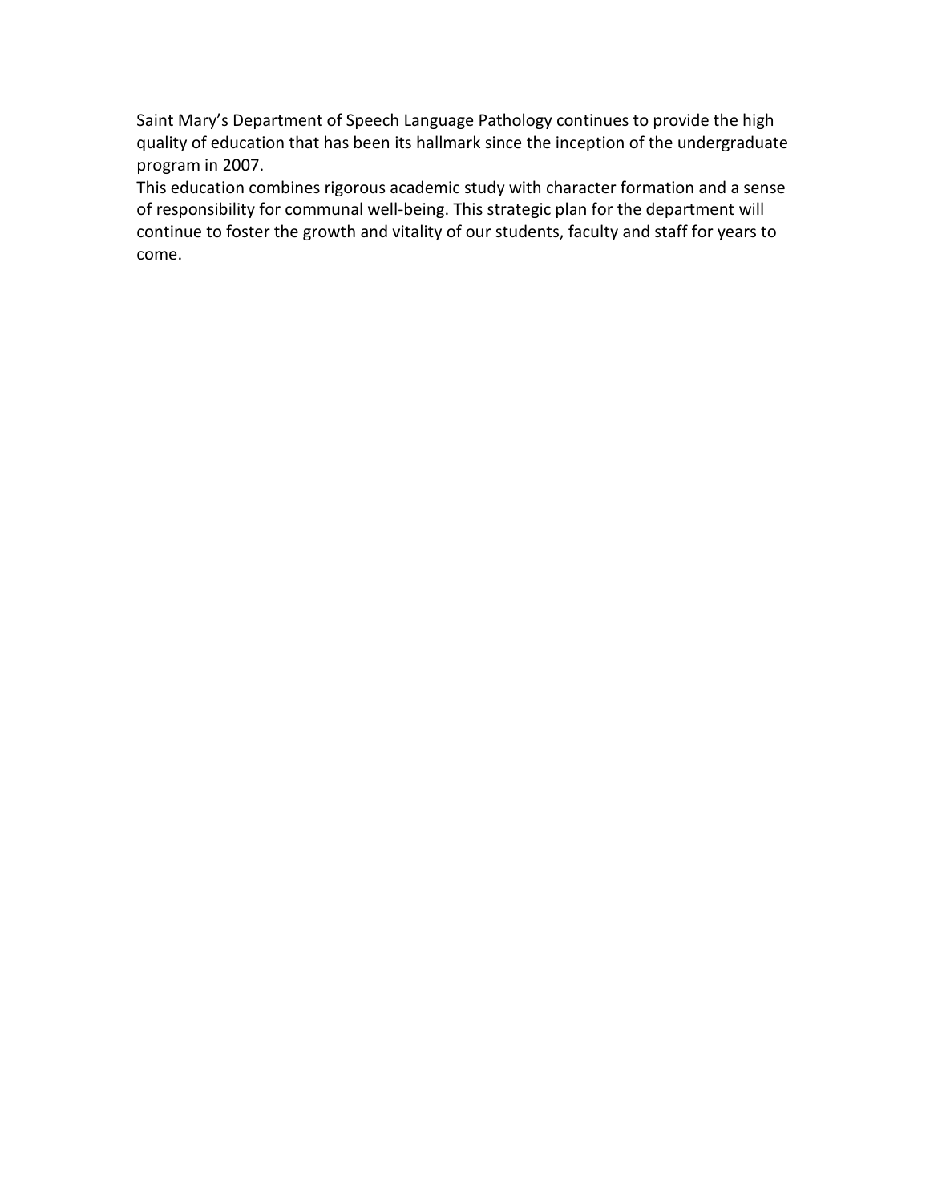Saint Mary's Department of Speech Language Pathology continues to provide the high quality of education that has been its hallmark since the inception of the undergraduate program in 2007.

This education combines rigorous academic study with character formation and a sense of responsibility for communal well-being. This strategic plan for the department will continue to foster the growth and vitality of our students, faculty and staff for years to come.